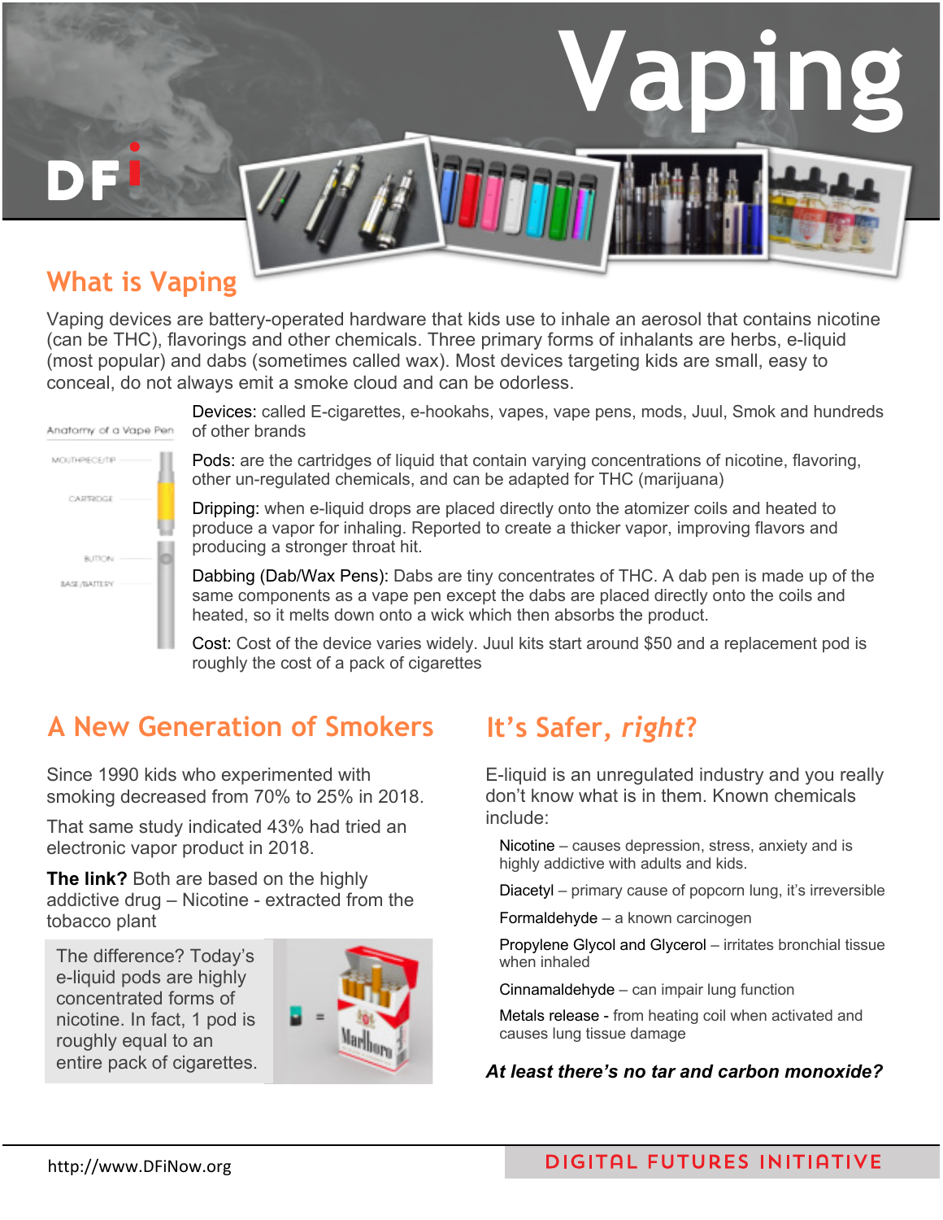# Vaping

## What is Vaping

Vaping devices are battery-operated hardware that kids use to inhale an aerosol that contains nicotine (can be THC), flavorings and other chemicals. Three primary forms of inhalants are herbs, e-liquid (most popular) and dabs (sometimes called wax). Most devices targeting kids are small, easy to conceal, do not always emit a smoke cloud and can be odorless.

Anatomy of a Vape Pen

MOUTHPIECE/TIP

CARTRIDGE

BUTTON

BASE/BATTERY

Devices: called E-cigarettes, e-hookahs, vapes, vape pens, mods, Juul, Smok and hundreds of other brands

Pods: are the cartridges of liquid that contain varying concentrations of nicotine, flavoring, other un-regulated chemicals, and can be adapted for THC (marijuana)

Dripping: when e-liquid drops are placed directly onto the atomizer coils and heated to produce a vapor for inhaling. Reported to create a thicker vapor, improving flavors and producing a stronger throat hit.

Dabbing (Dab/Wax Pens): Dabs are tiny concentrates of THC. A dab pen is made up of the same components as a vape pen except the dabs are placed directly onto the coils and heated, so it melts down onto a wick which then absorbs the product.

Cost: Cost of the device varies widely. Juul kits start around $50 and a replacement pod is roughly the cost of a pack of cigarettes

## A New Generation of Smokers

Since 1990 kids who experimented with smoking decreased from 70% to 25% in 2018.

That same study indicated 43% had tried an electronic vapor product in 2018.

**The link?** Both are based on the highly addictive drug – Nicotine - extracted from the tobacco plant

The difference? Today's e-liquid pods are highly concentrated forms of nicotine. In fact, 1 pod is roughly equal to an entire pack of cigarettes.

## It's Safer, *right*?

E-liquid is an unregulated industry and you really don't know what is in them. Known chemicals include:

- Nicotine – causes depression, stress, anxiety and is highly addictive with adults and kids.
- Diacetyl – primary cause of popcorn lung, it's irreversible
- Formaldehyde – a known carcinogen
- Propylene Glycol and Glycerol – irritates bronchial tissue when inhaled
- Cinnamaldehyde – can impair lung function
- Metals release - from heating coil when activated and causes lung tissue damage

***At least there's no tar and carbon monoxide?***

http://www.DFiNow.org

DIGITAL FUTURES INITIATIVE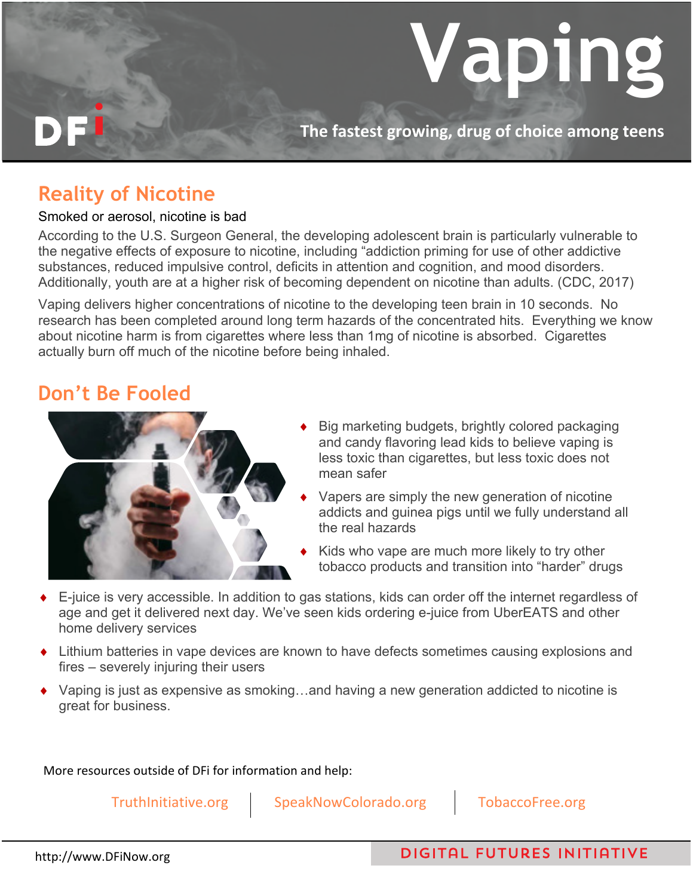# Vaping

DFi

The fastest growing, drug of choice among teens

## Reality of Nicotine

Smoked or aerosol, nicotine is bad

According to the U.S. Surgeon General, the developing adolescent brain is particularly vulnerable to the negative effects of exposure to nicotine, including "addiction priming for use of other addictive substances, reduced impulsive control, deficits in attention and cognition, and mood disorders. Additionally, youth are at a higher risk of becoming dependent on nicotine than adults. (CDC, 2017)

Vaping delivers higher concentrations of nicotine to the developing teen brain in 10 seconds. No research has been completed around long term hazards of the concentrated hits. Everything we know about nicotine harm is from cigarettes where less than 1mg of nicotine is absorbed. Cigarettes actually burn off much of the nicotine before being inhaled.

## Don't Be Fooled

- Big marketing budgets, brightly colored packaging and candy flavoring lead kids to believe vaping is less toxic than cigarettes, but less toxic does not mean safer
- Vapers are simply the new generation of nicotine addicts and guinea pigs until we fully understand all the real hazards
- Kids who vape are much more likely to try other tobacco products and transition into "harder" drugs
- E-juice is very accessible. In addition to gas stations, kids can order off the internet regardless of age and get it delivered next day. We've seen kids ordering e-juice from UberEATS and other home delivery services
- Lithium batteries in vape devices are known to have defects sometimes causing explosions and fires – severely injuring their users
- Vaping is just as expensive as smoking…and having a new generation addicted to nicotine is great for business.

More resources outside of DFi for information and help:

TruthInitiative.org | SpeakNowColorado.org | TobaccoFree.org

http://www.DFiNow.org

DIGITAL FUTURES INITIATIVE